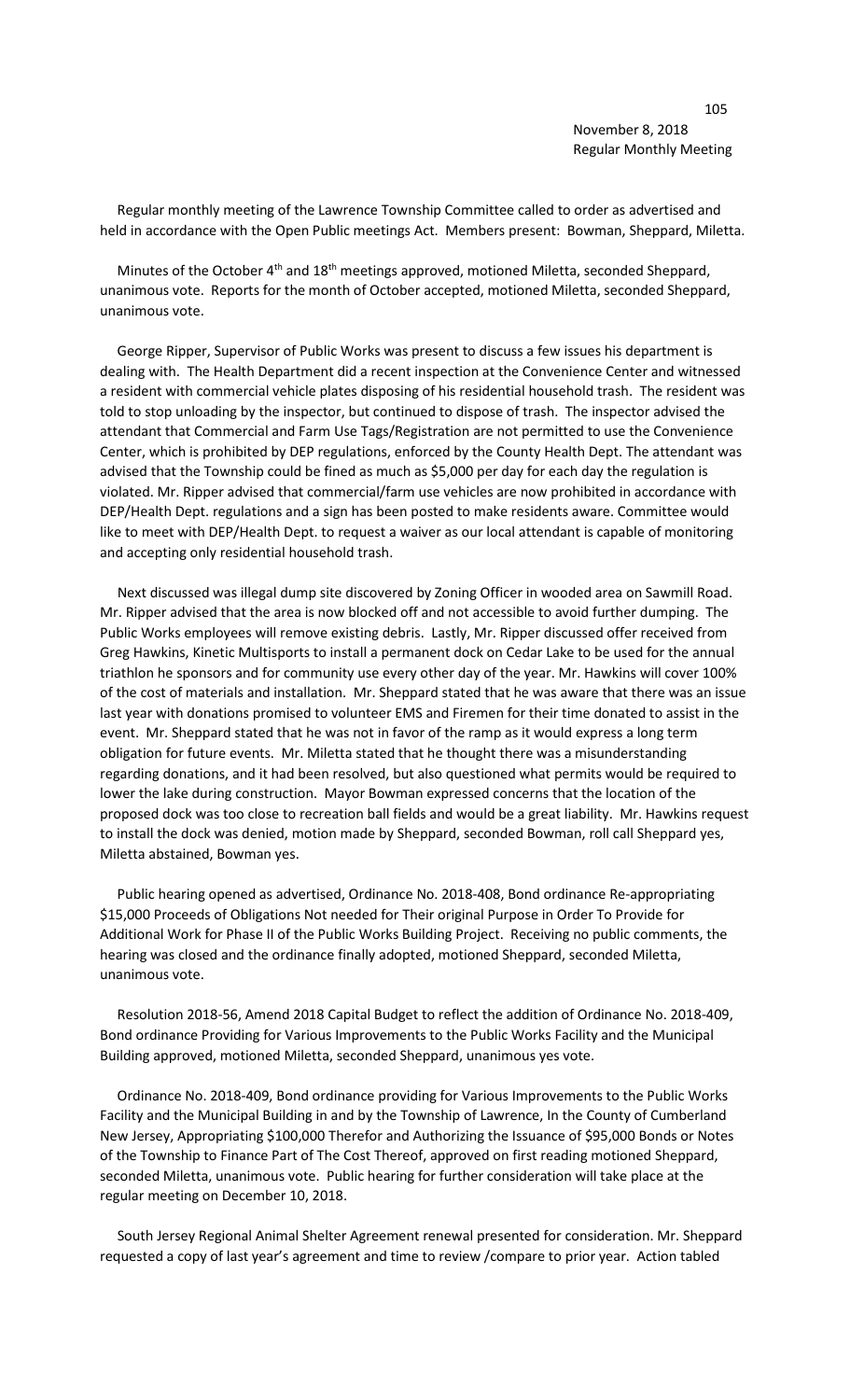November 8, 2018
Regular Monthly Meeting

Regular monthly meeting of the Lawrence Township Committee called to order as advertised and held in accordance with the Open Public meetings Act. Members present: Bowman, Sheppard, Miletta.

Minutes of the October 4th and 18th meetings approved, motioned Miletta, seconded Sheppard, unanimous vote. Reports for the month of October accepted, motioned Miletta, seconded Sheppard, unanimous vote.

George Ripper, Supervisor of Public Works was present to discuss a few issues his department is dealing with. The Health Department did a recent inspection at the Convenience Center and witnessed a resident with commercial vehicle plates disposing of his residential household trash. The resident was told to stop unloading by the inspector, but continued to dispose of trash. The inspector advised the attendant that Commercial and Farm Use Tags/Registration are not permitted to use the Convenience Center, which is prohibited by DEP regulations, enforced by the County Health Dept. The attendant was advised that the Township could be fined as much as $5,000 per day for each day the regulation is violated. Mr. Ripper advised that commercial/farm use vehicles are now prohibited in accordance with DEP/Health Dept. regulations and a sign has been posted to make residents aware. Committee would like to meet with DEP/Health Dept. to request a waiver as our local attendant is capable of monitoring and accepting only residential household trash.

Next discussed was illegal dump site discovered by Zoning Officer in wooded area on Sawmill Road. Mr. Ripper advised that the area is now blocked off and not accessible to avoid further dumping. The Public Works employees will remove existing debris. Lastly, Mr. Ripper discussed offer received from Greg Hawkins, Kinetic Multisports to install a permanent dock on Cedar Lake to be used for the annual triathlon he sponsors and for community use every other day of the year. Mr. Hawkins will cover 100% of the cost of materials and installation. Mr. Sheppard stated that he was aware that there was an issue last year with donations promised to volunteer EMS and Firemen for their time donated to assist in the event. Mr. Sheppard stated that he was not in favor of the ramp as it would express a long term obligation for future events. Mr. Miletta stated that he thought there was a misunderstanding regarding donations, and it had been resolved, but also questioned what permits would be required to lower the lake during construction. Mayor Bowman expressed concerns that the location of the proposed dock was too close to recreation ball fields and would be a great liability. Mr. Hawkins request to install the dock was denied, motion made by Sheppard, seconded Bowman, roll call Sheppard yes, Miletta abstained, Bowman yes.

Public hearing opened as advertised, Ordinance No. 2018-408, Bond ordinance Re-appropriating $15,000 Proceeds of Obligations Not needed for Their original Purpose in Order To Provide for Additional Work for Phase II of the Public Works Building Project. Receiving no public comments, the hearing was closed and the ordinance finally adopted, motioned Sheppard, seconded Miletta, unanimous vote.

Resolution 2018-56, Amend 2018 Capital Budget to reflect the addition of Ordinance No. 2018-409, Bond ordinance Providing for Various Improvements to the Public Works Facility and the Municipal Building approved, motioned Miletta, seconded Sheppard, unanimous yes vote.

Ordinance No. 2018-409, Bond ordinance providing for Various Improvements to the Public Works Facility and the Municipal Building in and by the Township of Lawrence, In the County of Cumberland New Jersey, Appropriating $100,000 Therefor and Authorizing the Issuance of $95,000 Bonds or Notes of the Township to Finance Part of The Cost Thereof, approved on first reading motioned Sheppard, seconded Miletta, unanimous vote. Public hearing for further consideration will take place at the regular meeting on December 10, 2018.

South Jersey Regional Animal Shelter Agreement renewal presented for consideration. Mr. Sheppard requested a copy of last year's agreement and time to review /compare to prior year. Action tabled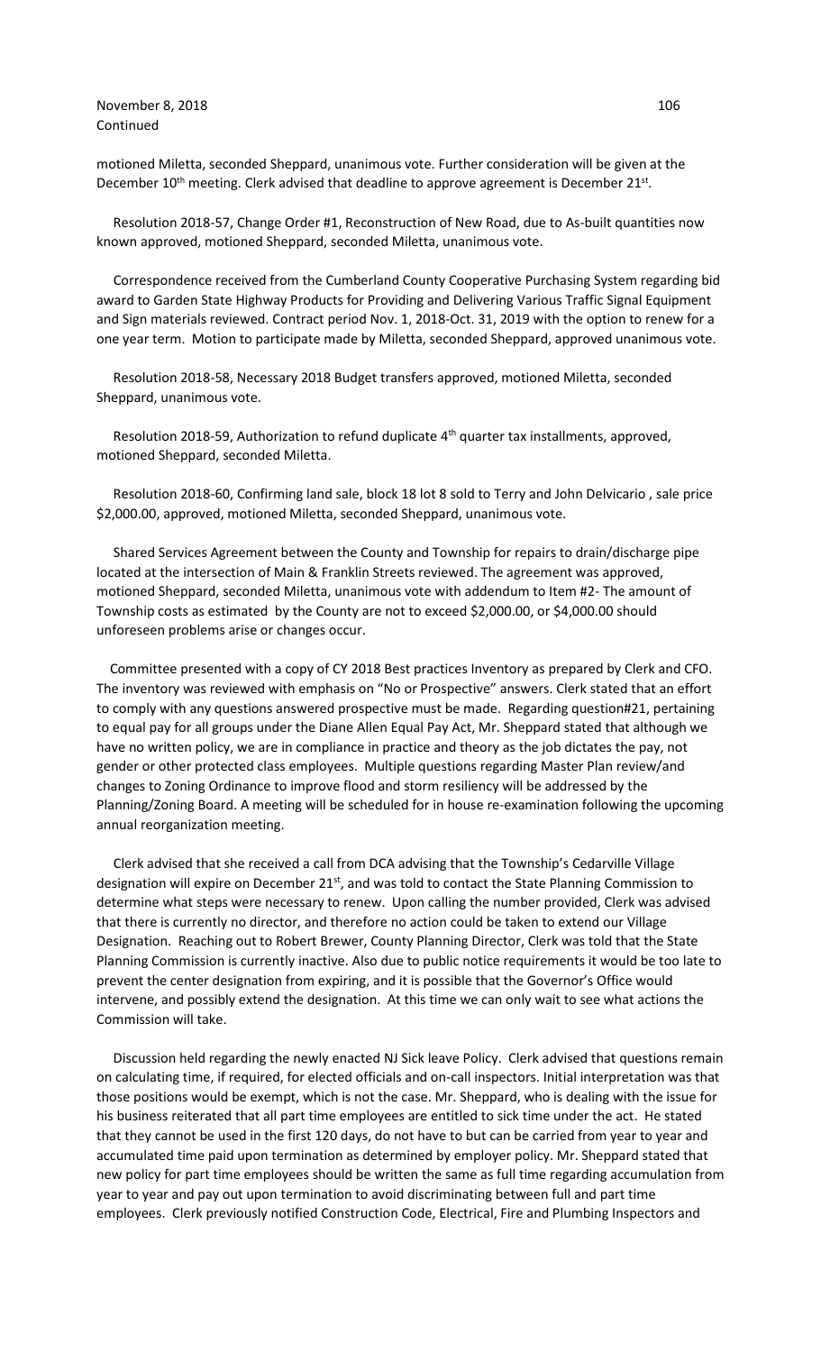November 8, 2018
Continued

motioned Miletta, seconded Sheppard, unanimous vote. Further consideration will be given at the December 10th meeting. Clerk advised that deadline to approve agreement is December 21st.

Resolution 2018-57, Change Order #1, Reconstruction of New Road, due to As-built quantities now known approved, motioned Sheppard, seconded Miletta, unanimous vote.

Correspondence received from the Cumberland County Cooperative Purchasing System regarding bid award to Garden State Highway Products for Providing and Delivering Various Traffic Signal Equipment and Sign materials reviewed. Contract period Nov. 1, 2018-Oct. 31, 2019 with the option to renew for a one year term. Motion to participate made by Miletta, seconded Sheppard, approved unanimous vote.

Resolution 2018-58, Necessary 2018 Budget transfers approved, motioned Miletta, seconded Sheppard, unanimous vote.

Resolution 2018-59, Authorization to refund duplicate 4th quarter tax installments, approved, motioned Sheppard, seconded Miletta.

Resolution 2018-60, Confirming land sale, block 18 lot 8 sold to Terry and John Delvicario , sale price $2,000.00, approved, motioned Miletta, seconded Sheppard, unanimous vote.

Shared Services Agreement between the County and Township for repairs to drain/discharge pipe located at the intersection of Main & Franklin Streets reviewed. The agreement was approved, motioned Sheppard, seconded Miletta, unanimous vote with addendum to Item #2- The amount of Township costs as estimated by the County are not to exceed $2,000.00, or $4,000.00 should unforeseen problems arise or changes occur.

Committee presented with a copy of CY 2018 Best practices Inventory as prepared by Clerk and CFO. The inventory was reviewed with emphasis on "No or Prospective" answers. Clerk stated that an effort to comply with any questions answered prospective must be made. Regarding question#21, pertaining to equal pay for all groups under the Diane Allen Equal Pay Act, Mr. Sheppard stated that although we have no written policy, we are in compliance in practice and theory as the job dictates the pay, not gender or other protected class employees. Multiple questions regarding Master Plan review/and changes to Zoning Ordinance to improve flood and storm resiliency will be addressed by the Planning/Zoning Board. A meeting will be scheduled for in house re-examination following the upcoming annual reorganization meeting.

Clerk advised that she received a call from DCA advising that the Township's Cedarville Village designation will expire on December 21st, and was told to contact the State Planning Commission to determine what steps were necessary to renew. Upon calling the number provided, Clerk was advised that there is currently no director, and therefore no action could be taken to extend our Village Designation. Reaching out to Robert Brewer, County Planning Director, Clerk was told that the State Planning Commission is currently inactive. Also due to public notice requirements it would be too late to prevent the center designation from expiring, and it is possible that the Governor's Office would intervene, and possibly extend the designation. At this time we can only wait to see what actions the Commission will take.

Discussion held regarding the newly enacted NJ Sick leave Policy. Clerk advised that questions remain on calculating time, if required, for elected officials and on-call inspectors. Initial interpretation was that those positions would be exempt, which is not the case. Mr. Sheppard, who is dealing with the issue for his business reiterated that all part time employees are entitled to sick time under the act. He stated that they cannot be used in the first 120 days, do not have to but can be carried from year to year and accumulated time paid upon termination as determined by employer policy. Mr. Sheppard stated that new policy for part time employees should be written the same as full time regarding accumulation from year to year and pay out upon termination to avoid discriminating between full and part time employees. Clerk previously notified Construction Code, Electrical, Fire and Plumbing Inspectors and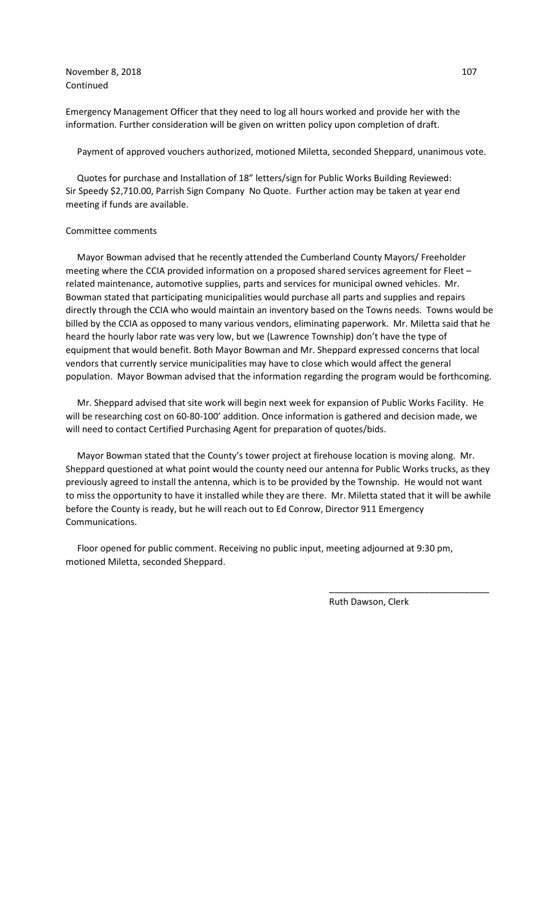November 8, 2018
Continued

Emergency Management Officer that they need to log all hours worked and provide her with the information. Further consideration will be given on written policy upon completion of draft.

Payment of approved vouchers authorized, motioned Miletta, seconded Sheppard, unanimous vote.

Quotes for purchase and Installation of 18" letters/sign for Public Works Building Reviewed: Sir Speedy $2,710.00, Parrish Sign Company No Quote. Further action may be taken at year end meeting if funds are available.

Committee comments

Mayor Bowman advised that he recently attended the Cumberland County Mayors/ Freeholder meeting where the CCIA provided information on a proposed shared services agreement for Fleet – related maintenance, automotive supplies, parts and services for municipal owned vehicles. Mr. Bowman stated that participating municipalities would purchase all parts and supplies and repairs directly through the CCIA who would maintain an inventory based on the Towns needs. Towns would be billed by the CCIA as opposed to many various vendors, eliminating paperwork. Mr. Miletta said that he heard the hourly labor rate was very low, but we (Lawrence Township) don't have the type of equipment that would benefit. Both Mayor Bowman and Mr. Sheppard expressed concerns that local vendors that currently service municipalities may have to close which would affect the general population. Mayor Bowman advised that the information regarding the program would be forthcoming.

Mr. Sheppard advised that site work will begin next week for expansion of Public Works Facility. He will be researching cost on 60-80-100' addition. Once information is gathered and decision made, we will need to contact Certified Purchasing Agent for preparation of quotes/bids.

Mayor Bowman stated that the County's tower project at firehouse location is moving along. Mr. Sheppard questioned at what point would the county need our antenna for Public Works trucks, as they previously agreed to install the antenna, which is to be provided by the Township. He would not want to miss the opportunity to have it installed while they are there. Mr. Miletta stated that it will be awhile before the County is ready, but he will reach out to Ed Conrow, Director 911 Emergency Communications.

Floor opened for public comment. Receiving no public input, meeting adjourned at 9:30 pm, motioned Miletta, seconded Sheppard.

\_\_\_\_\_\_\_\_\_\_\_\_\_\_\_\_\_\_\_\_\_\_\_\_\_\_\_\_\_\_\_\_

Ruth Dawson, Clerk